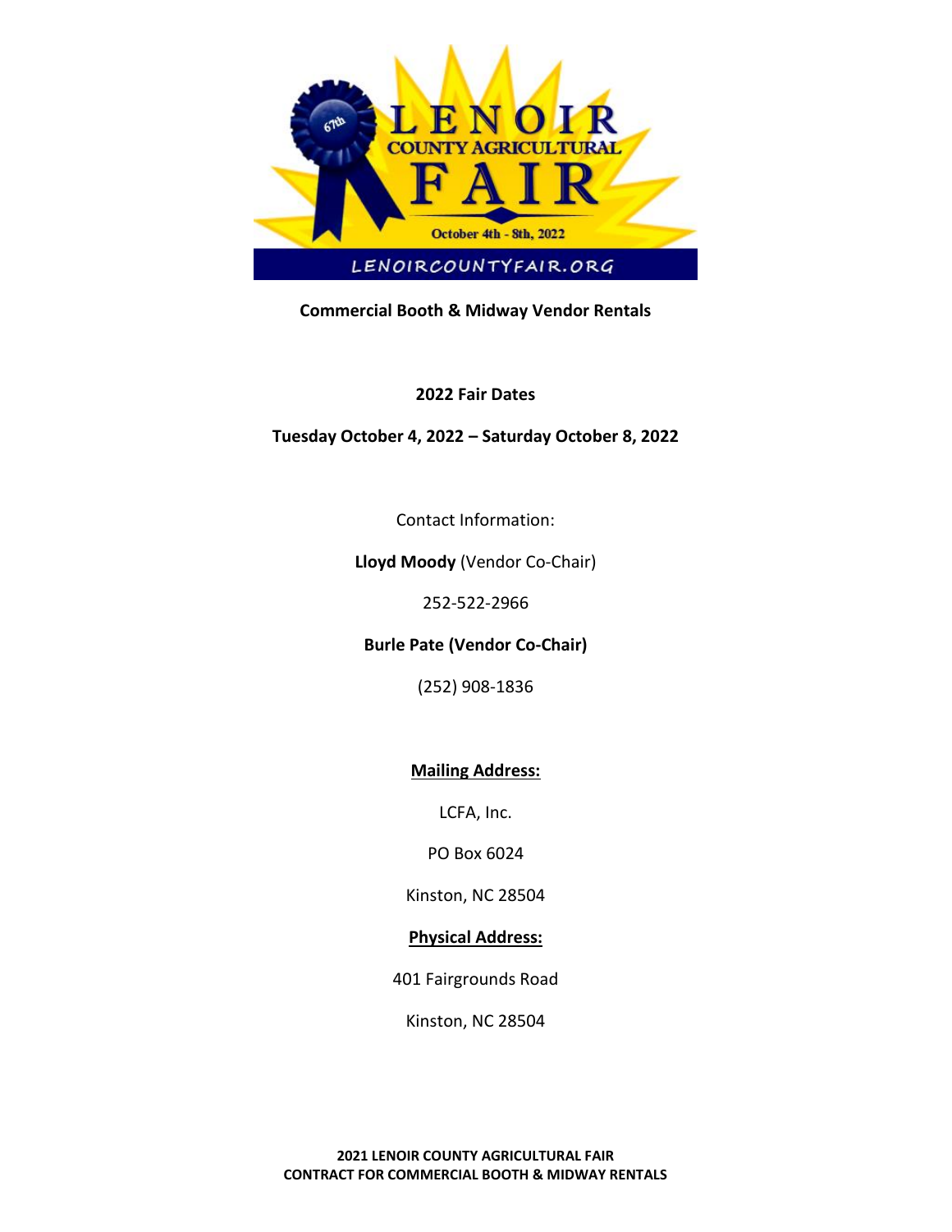# LENOIR COUNTY AGRICULTURAL FAIR

67th

October 4th - 8th, 2022

LENOIRCOUNTYFAIR.ORG

**Commercial Booth & Midway Vendor Rentals**

**2022 Fair Dates**

**Tuesday October 4, 2022 – Saturday October 8, 2022**

Contact Information:

**Lloyd Moody** (Vendor Co-Chair)

252-522-2966

**Burle Pate (Vendor Co-Chair)**

(252) 908-1836

**Mailing Address:**

LCFA, Inc.

PO Box 6024

Kinston, NC 28504

**Physical Address:**

401 Fairgrounds Road

Kinston, NC 28504

**2021 LENOIR COUNTY AGRICULTURAL FAIR**
**CONTRACT FOR COMMERCIAL BOOTH & MIDWAY RENTALS**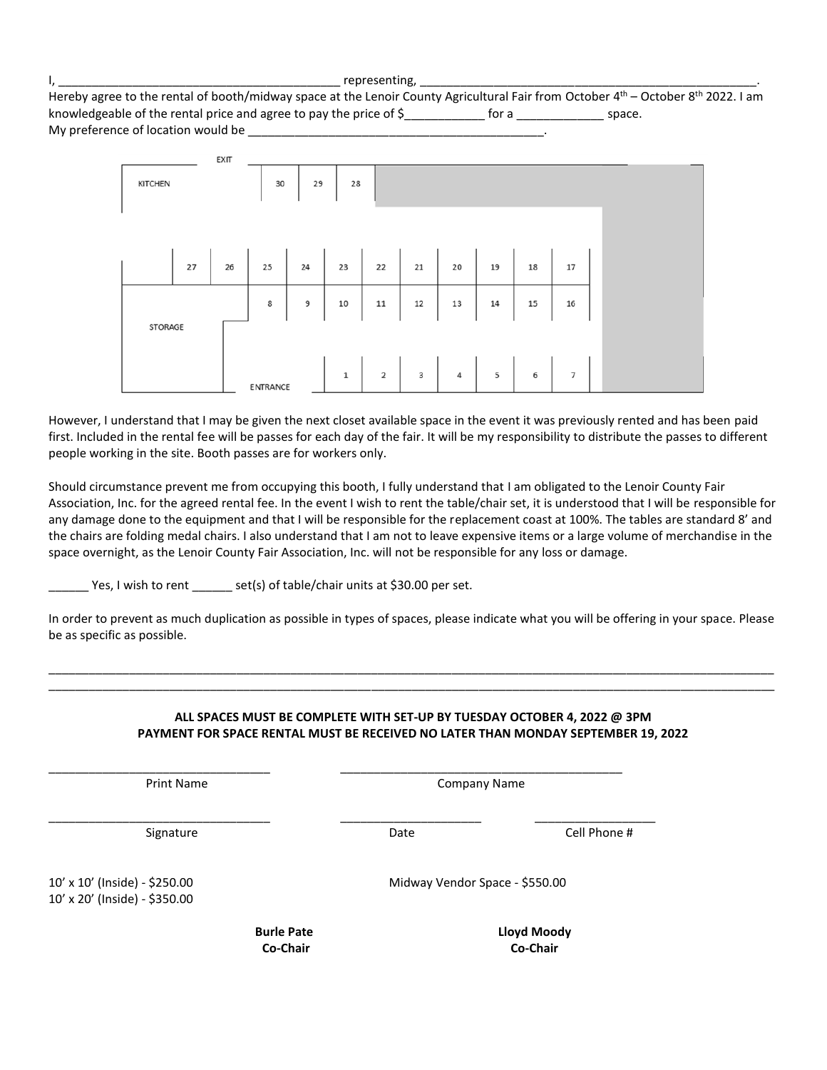I, __________________________________________ representing, ____________________________________________________.
Hereby agree to the rental of booth/midway space at the Lenoir County Agricultural Fair from October 4th – October 8th 2022. I am knowledgeable of the rental price and agree to pay the price of $____________ for a _____________ space.
My preference of location would be _____________________________________________.

EXIT

KITCHEN

30 29 28

27 26 25 24 23 22 21 20 19 18 17

STORAGE

8 9 10 11 12 13 14 15 16

ENTRANCE

1 2 3 4 5 6 7

However, I understand that I may be given the next closet available space in the event it was previously rented and has been paid first. Included in the rental fee will be passes for each day of the fair. It will be my responsibility to distribute the passes to different people working in the site. Booth passes are for workers only.

Should circumstance prevent me from occupying this booth, I fully understand that I am obligated to the Lenoir County Fair Association, Inc. for the agreed rental fee. In the event I wish to rent the table/chair set, it is understood that I will be responsible for any damage done to the equipment and that I will be responsible for the replacement coast at 100%. The tables are standard 8' and the chairs are folding medal chairs. I also understand that I am not to leave expensive items or a large volume of merchandise in the space overnight, as the Lenoir County Fair Association, Inc. will not be responsible for any loss or damage.

______ Yes, I wish to rent ______ set(s) of table/chair units at $30.00 per set.

In order to prevent as much duplication as possible in types of spaces, please indicate what you will be offering in your space. Please be as specific as possible.

________________________________________________________________________________________________________________
________________________________________________________________________________________________________________

**ALL SPACES MUST BE COMPLETE WITH SET-UP BY TUESDAY OCTOBER 4, 2022 @ 3PM**
**PAYMENT FOR SPACE RENTAL MUST BE RECEIVED NO LATER THAN MONDAY SEPTEMBER 19, 2022**

_________________________________ Print Name

_________________________________________ Company Name

_________________________________ Signature

_____________________ Date

__________________ Cell Phone #

10' x 10' (Inside) - $250.00
10' x 20' (Inside) - $350.00

Midway Vendor Space - $550.00

**Burle Pate**
**Co-Chair**

**Lloyd Moody**
**Co-Chair**